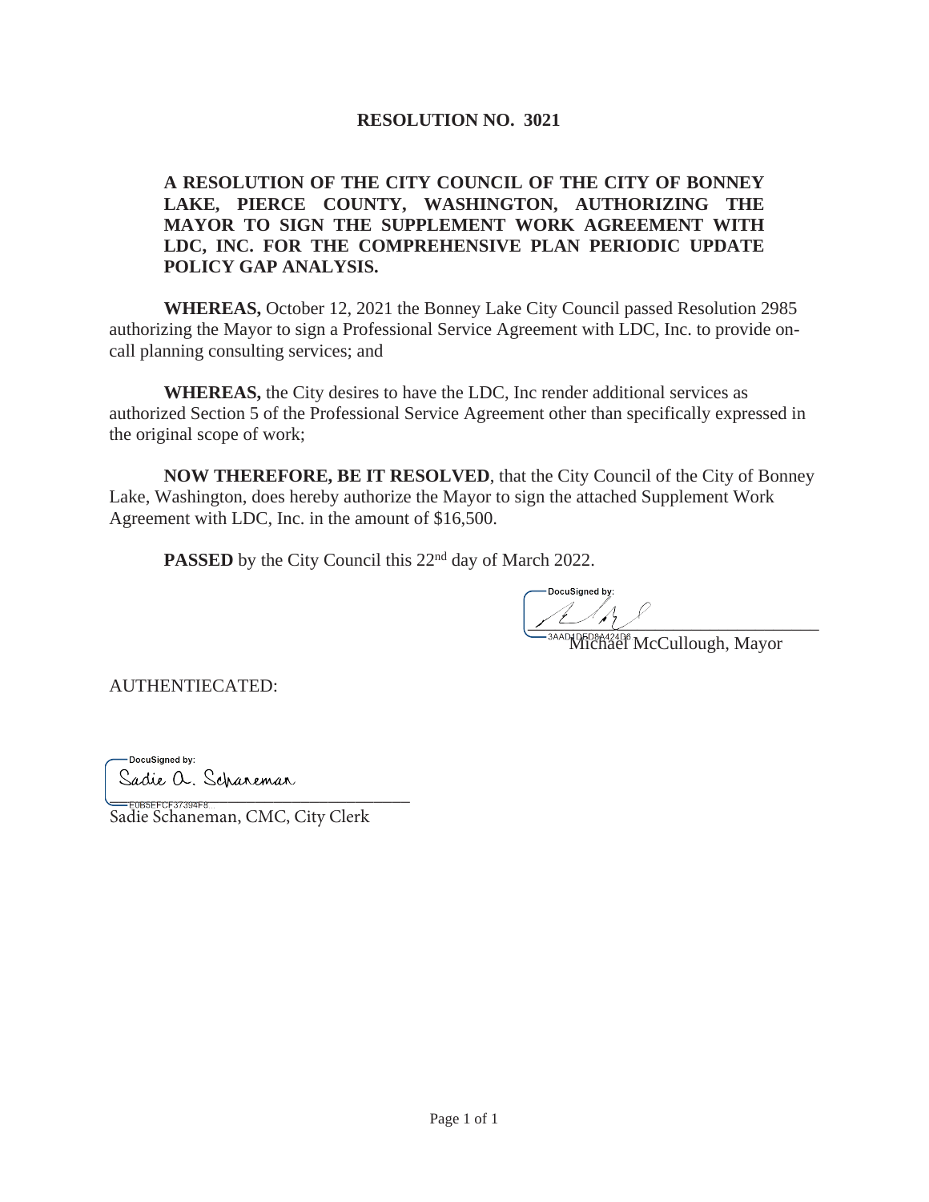# RESOLUTION NO. 3021

**A RESOLUTION OF THE CITY COUNCIL OF THE CITY OF BONNEY LAKE, PIERCE COUNTY, WASHINGTON, AUTHORIZING THE MAYOR TO SIGN THE SUPPLEMENT WORK AGREEMENT WITH LDC, INC. FOR THE COMPREHENSIVE PLAN PERIODIC UPDATE POLICY GAP ANALYSIS.**

**WHEREAS,** October 12, 2021 the Bonney Lake City Council passed Resolution 2985 authorizing the Mayor to sign a Professional Service Agreement with LDC, Inc. to provide on-call planning consulting services; and

**WHEREAS,** the City desires to have the LDC, Inc render additional services as authorized Section 5 of the Professional Service Agreement other than specifically expressed in the original scope of work;

**NOW THEREFORE, BE IT RESOLVED**, that the City Council of the City of Bonney Lake, Washington, does hereby authorize the Mayor to sign the attached Supplement Work Agreement with LDC, Inc. in the amount of $16,500.

**PASSED** by the City Council this 22nd day of March 2022.

DocuSigned by:

3AAD1D5D8A424D6

Michael McCullough, Mayor

AUTHENTIECATED:

DocuSigned by:

Sadie A. Schaneman

E0B5EFCF37394F8

Sadie Schaneman, CMC, City Clerk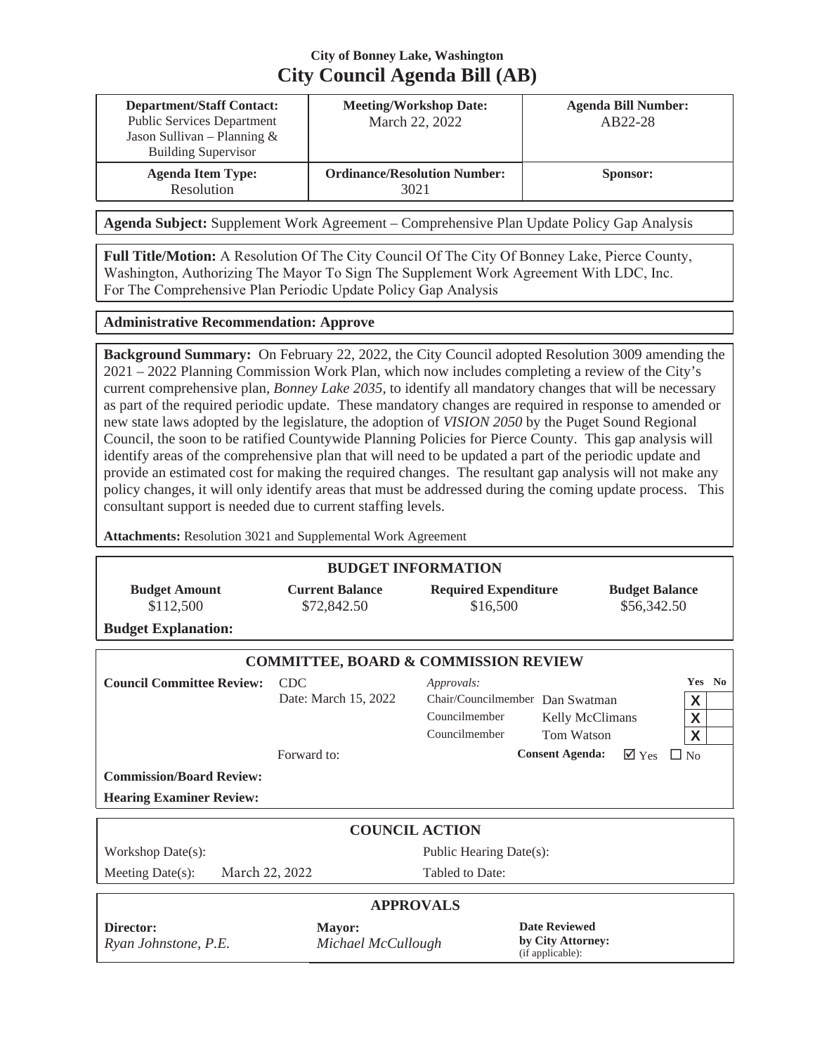**City of Bonney Lake, Washington**

# City Council Agenda Bill (AB)

| **Department/Staff Contact:** Public Services Department Jason Sullivan – Planning & Building Supervisor | **Meeting/Workshop Date:** March 22, 2022 | **Agenda Bill Number:** AB22-28 |
|---|---|---|
| **Agenda Item Type:** Resolution | **Ordinance/Resolution Number:** 3021 | **Sponsor:** |

**Agenda Subject:** Supplement Work Agreement – Comprehensive Plan Update Policy Gap Analysis

**Full Title/Motion:** A Resolution Of The City Council Of The City Of Bonney Lake, Pierce County, Washington, Authorizing The Mayor To Sign The Supplement Work Agreement With LDC, Inc. For The Comprehensive Plan Periodic Update Policy Gap Analysis

**Administrative Recommendation: Approve**

**Background Summary:** On February 22, 2022, the City Council adopted Resolution 3009 amending the 2021 – 2022 Planning Commission Work Plan, which now includes completing a review of the City's current comprehensive plan, *Bonney Lake 2035*, to identify all mandatory changes that will be necessary as part of the required periodic update. These mandatory changes are required in response to amended or new state laws adopted by the legislature, the adoption of *VISION 2050* by the Puget Sound Regional Council, the soon to be ratified Countywide Planning Policies for Pierce County. This gap analysis will identify areas of the comprehensive plan that will need to be updated a part of the periodic update and provide an estimated cost for making the required changes. The resultant gap analysis will not make any policy changes, it will only identify areas that must be addressed during the coming update process. This consultant support is needed due to current staffing levels.

**Attachments:** Resolution 3021 and Supplemental Work Agreement

## BUDGET INFORMATION

| Budget Amount | Current Balance | Required Expenditure | Budget Balance |
|---|---|---|---|
| $112,500 | $72,842.50 | $16,500 | $56,342.50 |

**Budget Explanation:**

## COMMITTEE, BOARD & COMMISSION REVIEW

**Council Committee Review:** CDC
Date: March 15, 2022

| *Approvals:* | | Yes | No |
|---|---|---|---|
| Chair/Councilmember | Dan Swatman | X | |
| Councilmember | Kelly McClimans | X | |
| Councilmember | Tom Watson | X | |

Forward to:

**Consent Agenda:** ☑ Yes ☐ No

**Commission/Board Review:**

**Hearing Examiner Review:**

## COUNCIL ACTION

| | |
|---|---|
| Workshop Date(s): | Public Hearing Date(s): |
| Meeting Date(s): March 22, 2022 | Tabled to Date: |

## APPROVALS

| **Director:** | **Mayor:** | **Date Reviewed by City Attorney:** (if applicable): |
|---|---|---|
| *Ryan Johnstone, P.E.* | *Michael McCullough* | |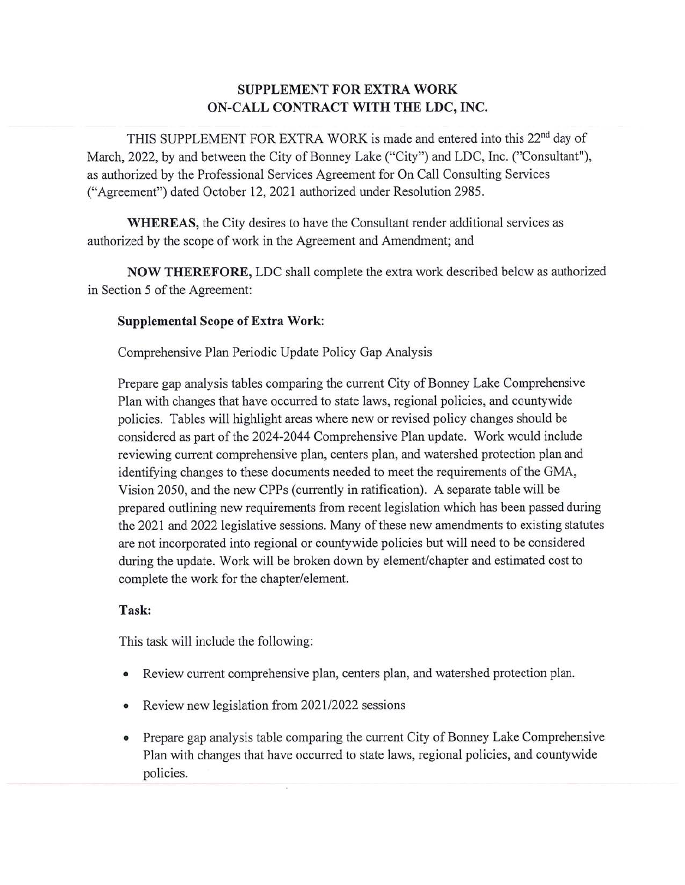## SUPPLEMENT FOR EXTRA WORK
## ON-CALL CONTRACT WITH THE LDC, INC.

THIS SUPPLEMENT FOR EXTRA WORK is made and entered into this 22nd day of March, 2022, by and between the City of Bonney Lake ("City") and LDC, Inc. ("Consultant"), as authorized by the Professional Services Agreement for On Call Consulting Services ("Agreement") dated October 12, 2021 authorized under Resolution 2985.

**WHEREAS,** the City desires to have the Consultant render additional services as authorized by the scope of work in the Agreement and Amendment; and

**NOW THEREFORE,** LDC shall complete the extra work described below as authorized in Section 5 of the Agreement:

**Supplemental Scope of Extra Work:**

Comprehensive Plan Periodic Update Policy Gap Analysis

Prepare gap analysis tables comparing the current City of Bonney Lake Comprehensive Plan with changes that have occurred to state laws, regional policies, and countywide policies. Tables will highlight areas where new or revised policy changes should be considered as part of the 2024-2044 Comprehensive Plan update. Work would include reviewing current comprehensive plan, centers plan, and watershed protection plan and identifying changes to these documents needed to meet the requirements of the GMA, Vision 2050, and the new CPPs (currently in ratification). A separate table will be prepared outlining new requirements from recent legislation which has been passed during the 2021 and 2022 legislative sessions. Many of these new amendments to existing statutes are not incorporated into regional or countywide policies but will need to be considered during the update. Work will be broken down by element/chapter and estimated cost to complete the work for the chapter/element.

**Task:**

This task will include the following:

- Review current comprehensive plan, centers plan, and watershed protection plan.
- Review new legislation from 2021/2022 sessions
- Prepare gap analysis table comparing the current City of Bonney Lake Comprehensive Plan with changes that have occurred to state laws, regional policies, and countywide policies.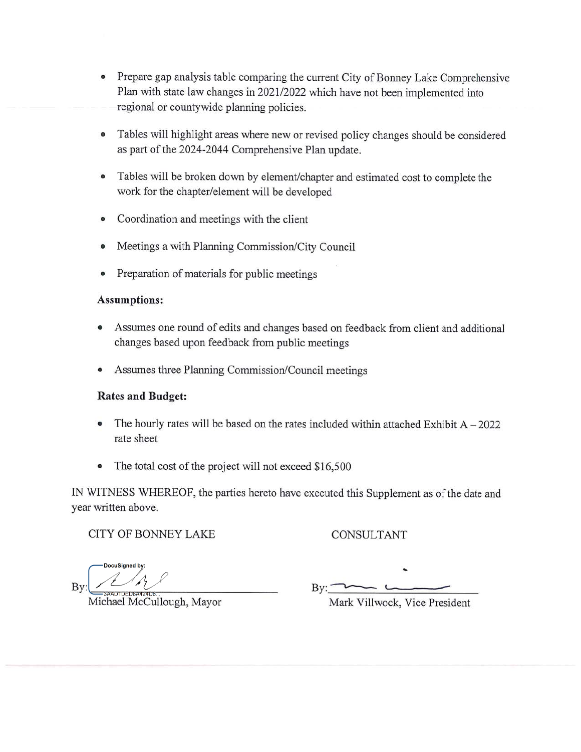- Prepare gap analysis table comparing the current City of Bonney Lake Comprehensive Plan with state law changes in 2021/2022 which have not been implemented into regional or countywide planning policies.
- Tables will highlight areas where new or revised policy changes should be considered as part of the 2024-2044 Comprehensive Plan update.
- Tables will be broken down by element/chapter and estimated cost to complete the work for the chapter/element will be developed
- Coordination and meetings with the client
- Meetings a with Planning Commission/City Council
- Preparation of materials for public meetings

**Assumptions:**

- Assumes one round of edits and changes based on feedback from client and additional changes based upon feedback from public meetings
- Assumes three Planning Commission/Council meetings

**Rates and Budget:**

- The hourly rates will be based on the rates included within attached Exhibit A – 2022 rate sheet
- The total cost of the project will not exceed $16,500

IN WITNESS WHEREOF, the parties hereto have executed this Supplement as of the date and year written above.

CITY OF BONNEY LAKE

DocuSigned by:

By: ______________________
3AAD1DED8A424D6...
Michael McCullough, Mayor

CONSULTANT

By: ______________________
Mark Villwock, Vice President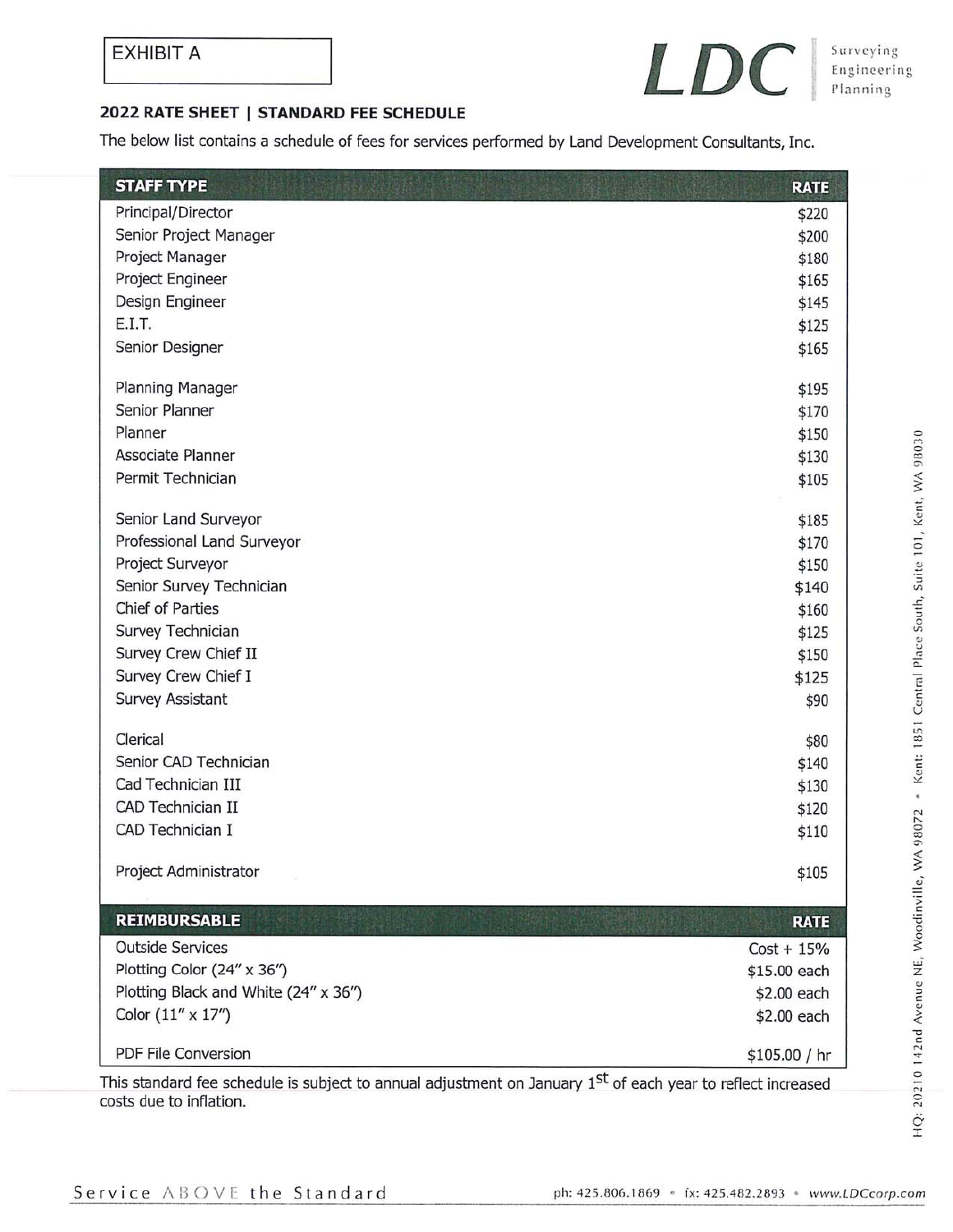EXHIBIT A

LDC Surveying Engineering Planning

**2022 RATE SHEET | STANDARD FEE SCHEDULE**

The below list contains a schedule of fees for services performed by Land Development Consultants, Inc.

| STAFF TYPE | RATE |
|---|---|
| Principal/Director | $220 |
| Senior Project Manager | $200 |
| Project Manager | $180 |
| Project Engineer | $165 |
| Design Engineer | $145 |
| E.I.T. | $125 |
| Senior Designer | $165 |
| Planning Manager | $195 |
| Senior Planner | $170 |
| Planner | $150 |
| Associate Planner | $130 |
| Permit Technician | $105 |
| Senior Land Surveyor | $185 |
| Professional Land Surveyor | $170 |
| Project Surveyor | $150 |
| Senior Survey Technician | $140 |
| Chief of Parties | $160 |
| Survey Technician | $125 |
| Survey Crew Chief II | $150 |
| Survey Crew Chief I | $125 |
| Survey Assistant | $90 |
| Clerical | $80 |
| Senior CAD Technician | $140 |
| Cad Technician III | $130 |
| CAD Technician II | $120 |
| CAD Technician I | $110 |
| Project Administrator | $105 |

| REIMBURSABLE | RATE |
|---|---|
| Outside Services | Cost + 15% |
| Plotting Color (24" x 36") | $15.00 each |
| Plotting Black and White (24" x 36") | $2.00 each |
| Color (11" x 17") | $2.00 each |
| PDF File Conversion | $105.00 / hr |

This standard fee schedule is subject to annual adjustment on January 1st of each year to reflect increased costs due to inflation.

HQ: 20210 142nd Avenue NE, Woodinville, WA 98072 • Kent: 1851 Central Place South, Suite 101, Kent, WA 98030

Service ABOVE the Standard

ph: 425.806.1869 • fx: 425.482.2893 • www.LDCcorp.com